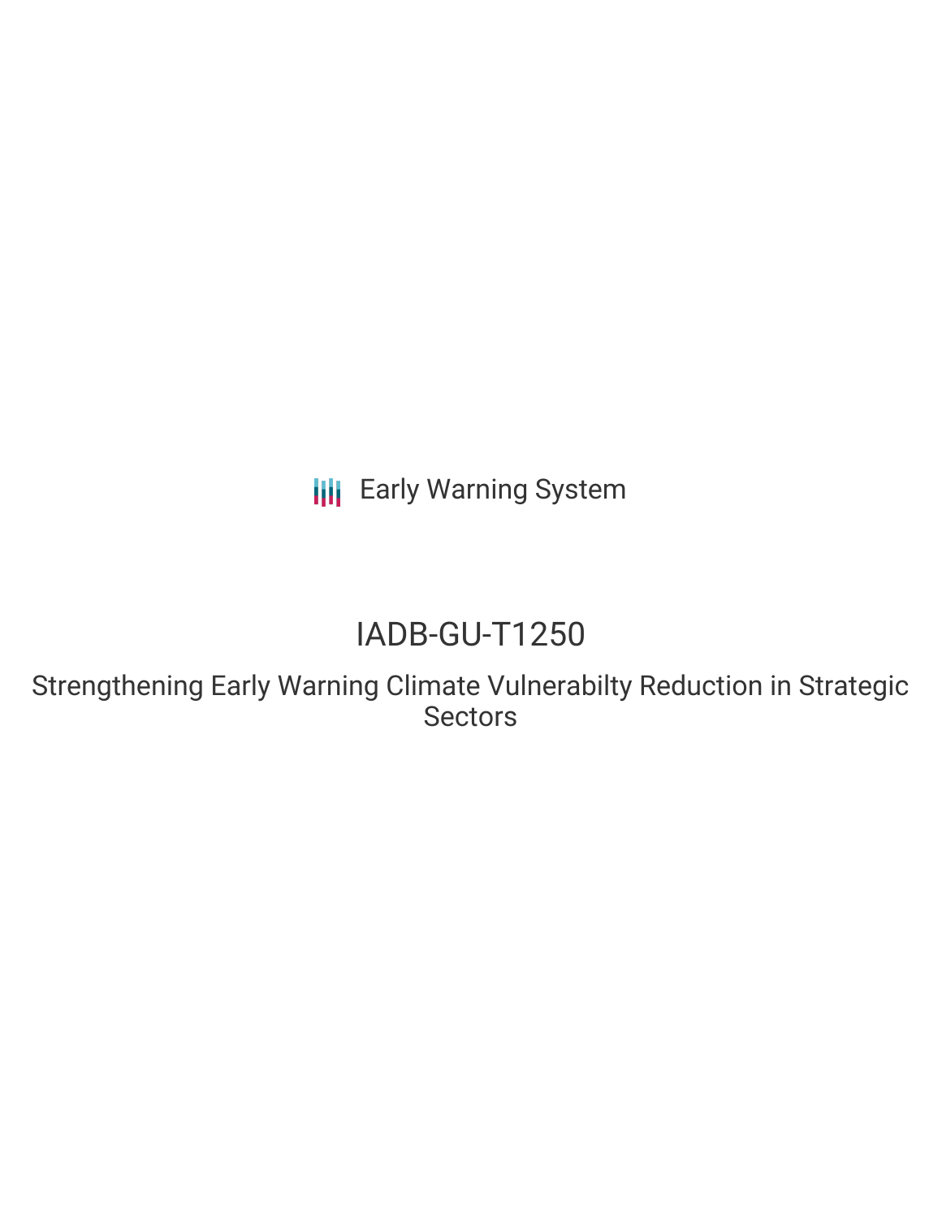Early Warning System

# IADB-GU-T1250

## Strengthening Early Warning Climate Vulnerabilty Reduction in Strategic Sectors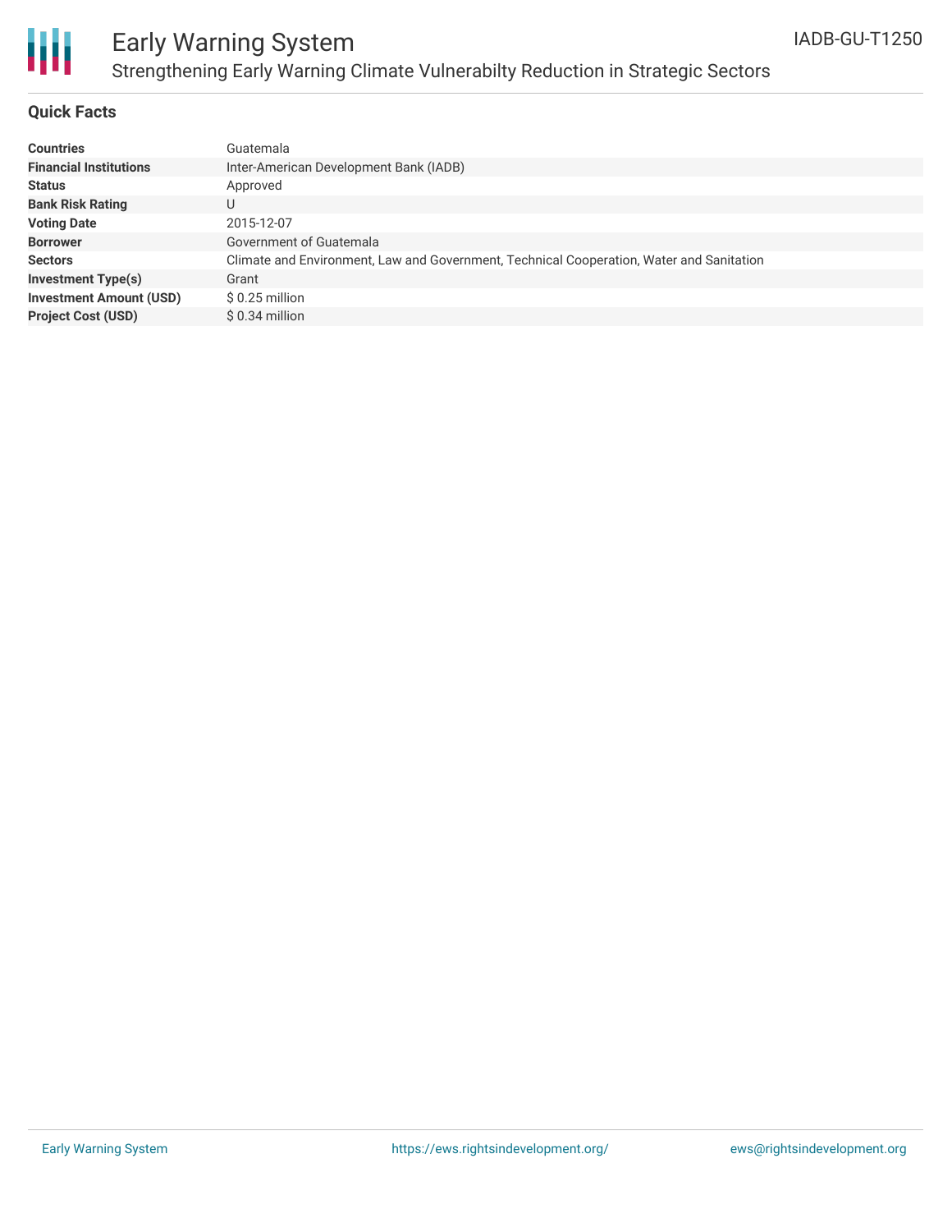## Quick Facts

| | |
|---|---|
| **Countries** | Guatemala |
| **Financial Institutions** | Inter-American Development Bank (IADB) |
| **Status** | Approved |
| **Bank Risk Rating** | U |
| **Voting Date** | 2015-12-07 |
| **Borrower** | Government of Guatemala |
| **Sectors** | Climate and Environment, Law and Government, Technical Cooperation, Water and Sanitation |
| **Investment Type(s)** | Grant |
| **Investment Amount (USD)** | $ 0.25 million |
| **Project Cost (USD)** | $ 0.34 million |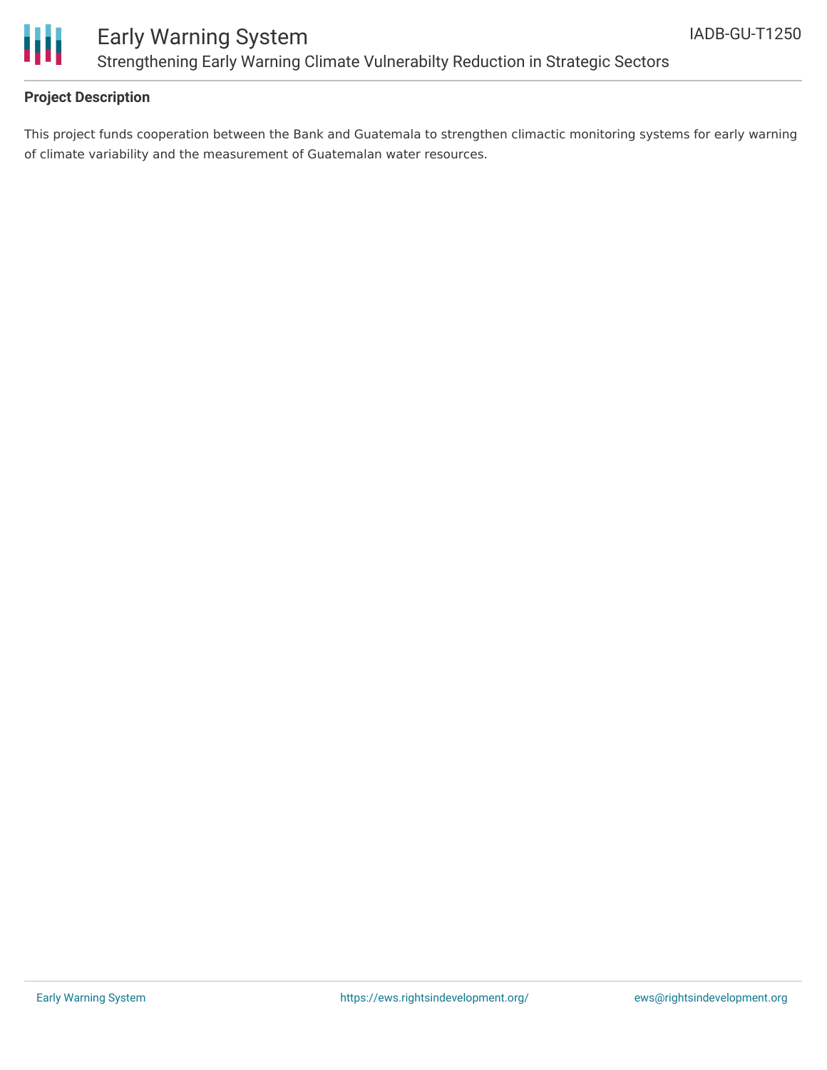## Project Description

This project funds cooperation between the Bank and Guatemala to strengthen climactic monitoring systems for early warning of climate variability and the measurement of Guatemalan water resources.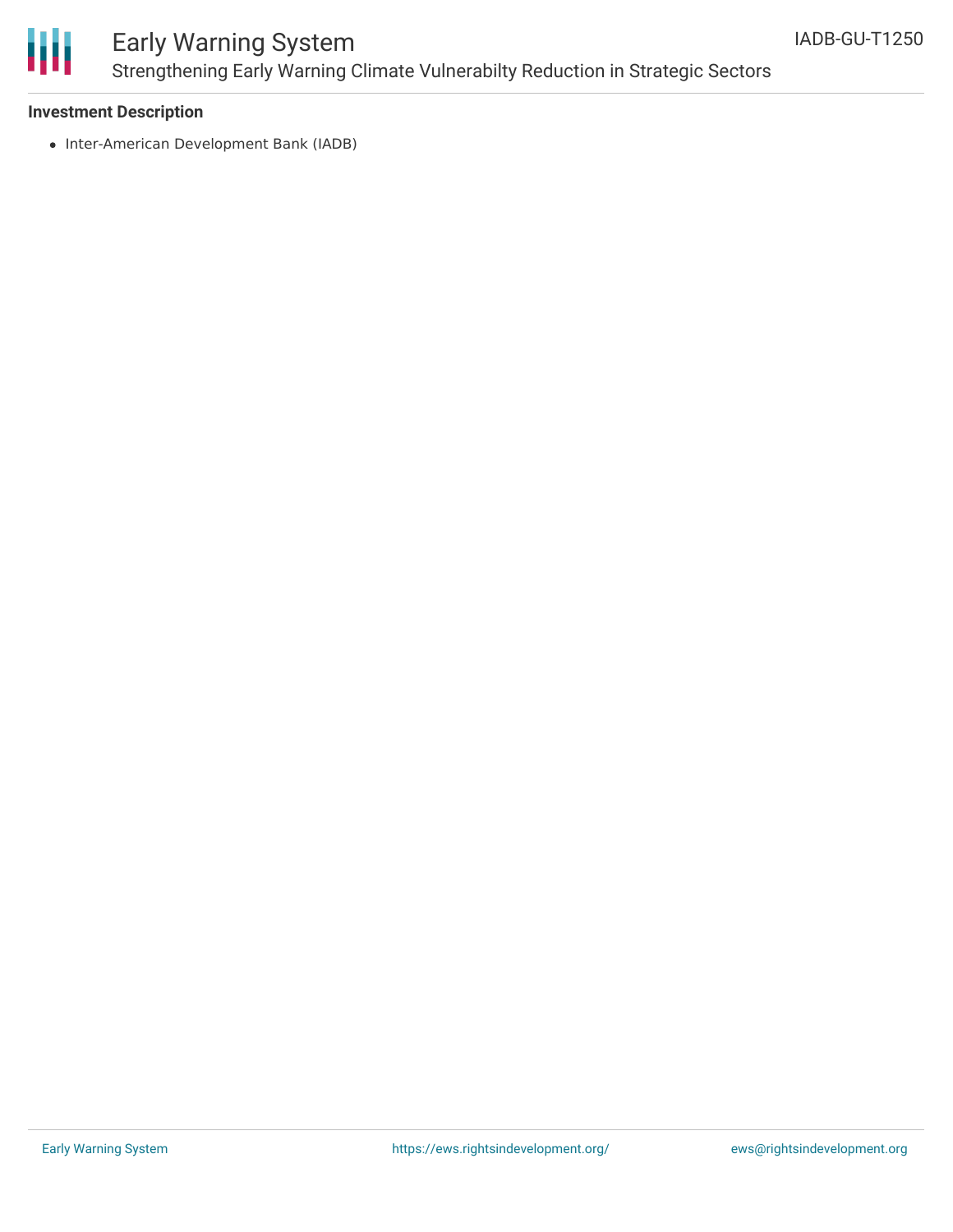**Investment Description**

- Inter-American Development Bank (IADB)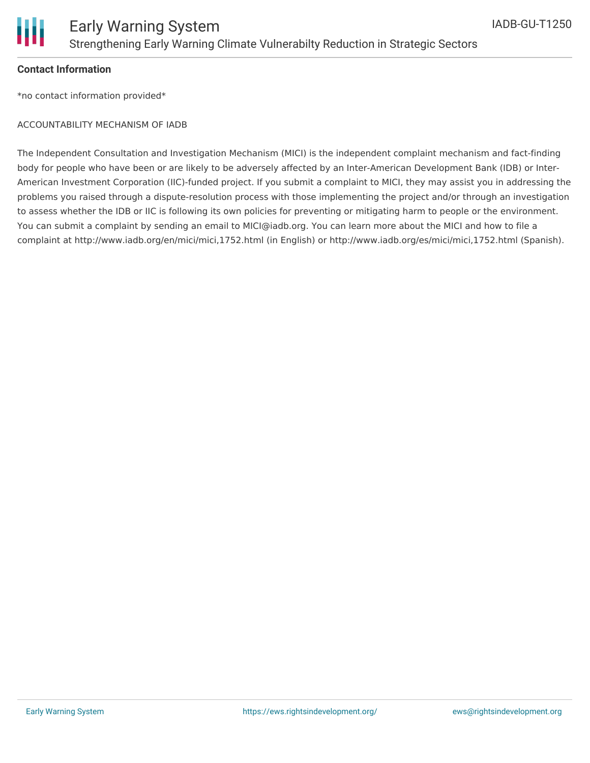**Contact Information**

*no contact information provided*

ACCOUNTABILITY MECHANISM OF IADB

The Independent Consultation and Investigation Mechanism (MICI) is the independent complaint mechanism and fact-finding body for people who have been or are likely to be adversely affected by an Inter-American Development Bank (IDB) or Inter-American Investment Corporation (IIC)-funded project. If you submit a complaint to MICI, they may assist you in addressing the problems you raised through a dispute-resolution process with those implementing the project and/or through an investigation to assess whether the IDB or IIC is following its own policies for preventing or mitigating harm to people or the environment. You can submit a complaint by sending an email to MICI@iadb.org. You can learn more about the MICI and how to file a complaint at http://www.iadb.org/en/mici/mici,1752.html (in English) or http://www.iadb.org/es/mici/mici,1752.html (Spanish).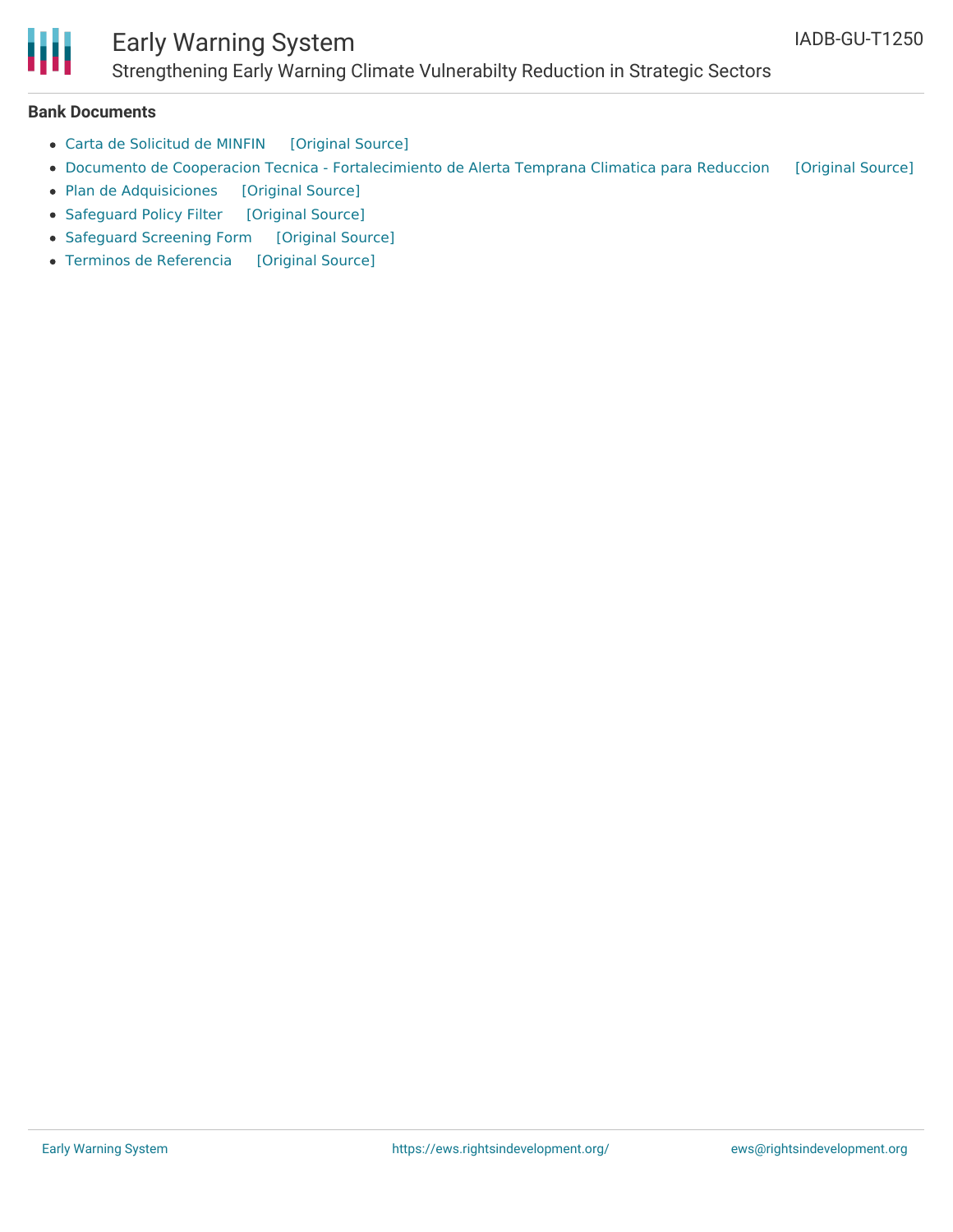**Bank Documents**

- Carta de Solicitud de MINFIN [Original Source]
- Documento de Cooperacion Tecnica - Fortalecimiento de Alerta Temprana Climatica para Reduccion [Original Source]
- Plan de Adquisiciones [Original Source]
- Safeguard Policy Filter [Original Source]
- Safeguard Screening Form [Original Source]
- Terminos de Referencia [Original Source]